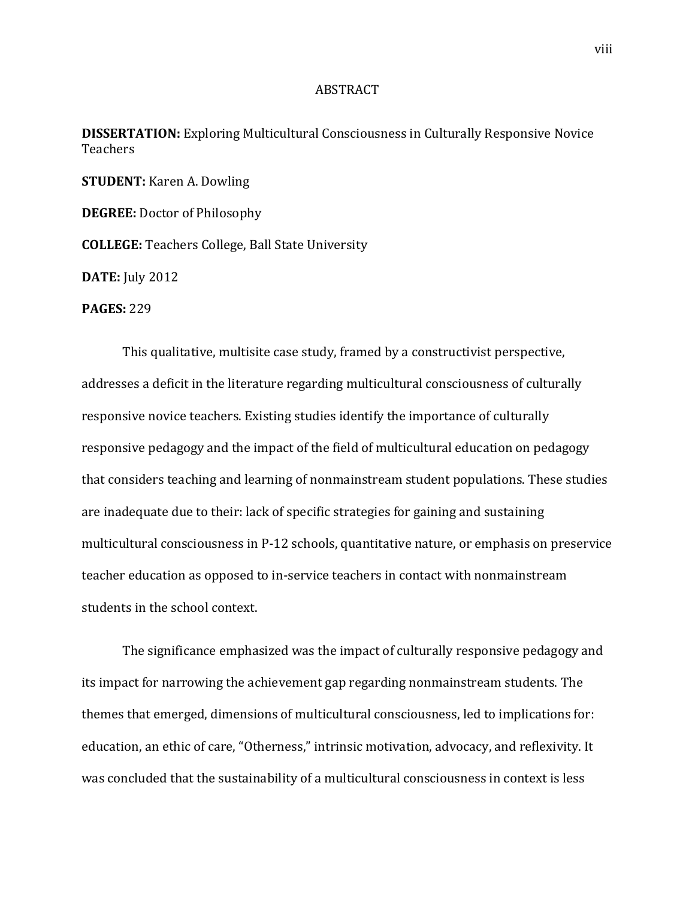# ABSTRACT

**DISSERTATION:** Exploring Multicultural Consciousness in Culturally Responsive Novice Teachers

**STUDENT:** Karen A. Dowling

**DEGREE:** Doctor of Philosophy

**COLLEGE:** Teachers College, Ball State University

**DATE:** July 2012

**PAGES:** 229

This qualitative, multisite case study, framed by a constructivist perspective, addresses a deficit in the literature regarding multicultural consciousness of culturally responsive novice teachers. Existing studies identify the importance of culturally responsive pedagogy and the impact of the field of multicultural education on pedagogy that considers teaching and learning of nonmainstream student populations. These studies are inadequate due to their: lack of specific strategies for gaining and sustaining multicultural consciousness in P-12 schools, quantitative nature, or emphasis on preservice teacher education as opposed to in-service teachers in contact with nonmainstream students in the school context.

The significance emphasized was the impact of culturally responsive pedagogy and its impact for narrowing the achievement gap regarding nonmainstream students. The themes that emerged, dimensions of multicultural consciousness, led to implications for: education, an ethic of care, "Otherness," intrinsic motivation, advocacy, and reflexivity. It was concluded that the sustainability of a multicultural consciousness in context is less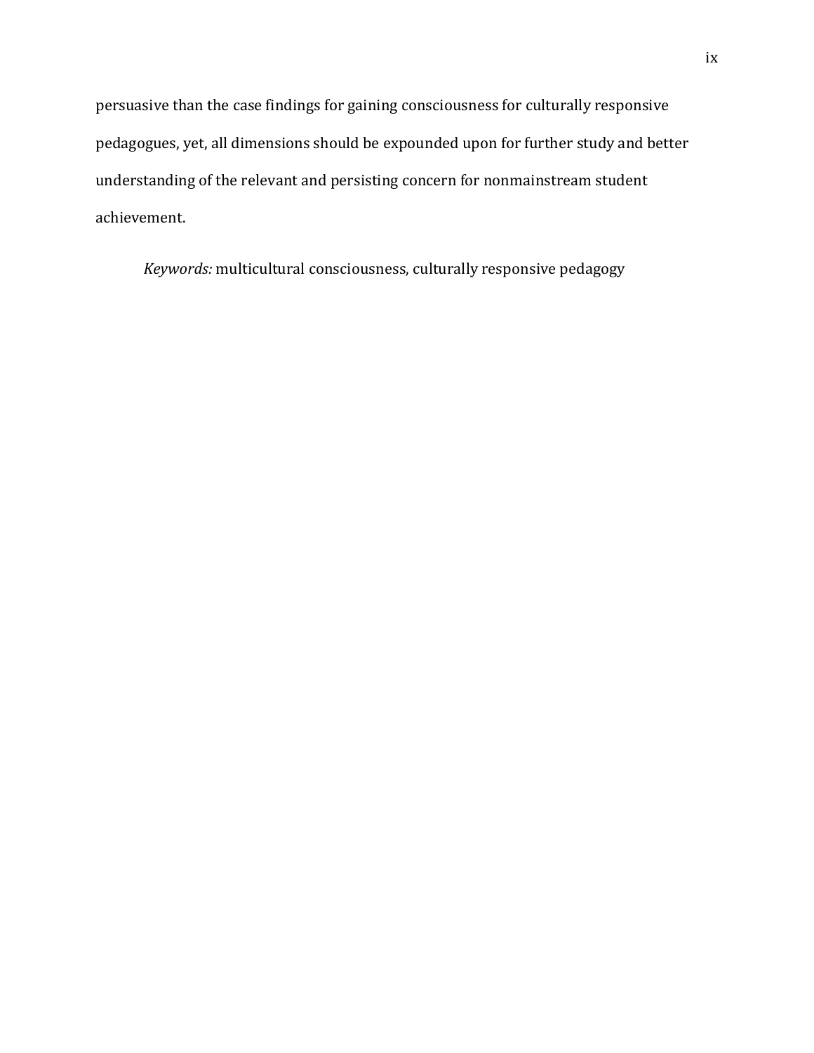persuasive than the case findings for gaining consciousness for culturally responsive pedagogues, yet, all dimensions should be expounded upon for further study and better understanding of the relevant and persisting concern for nonmainstream student achievement.

*Keywords:* multicultural consciousness, culturally responsive pedagogy